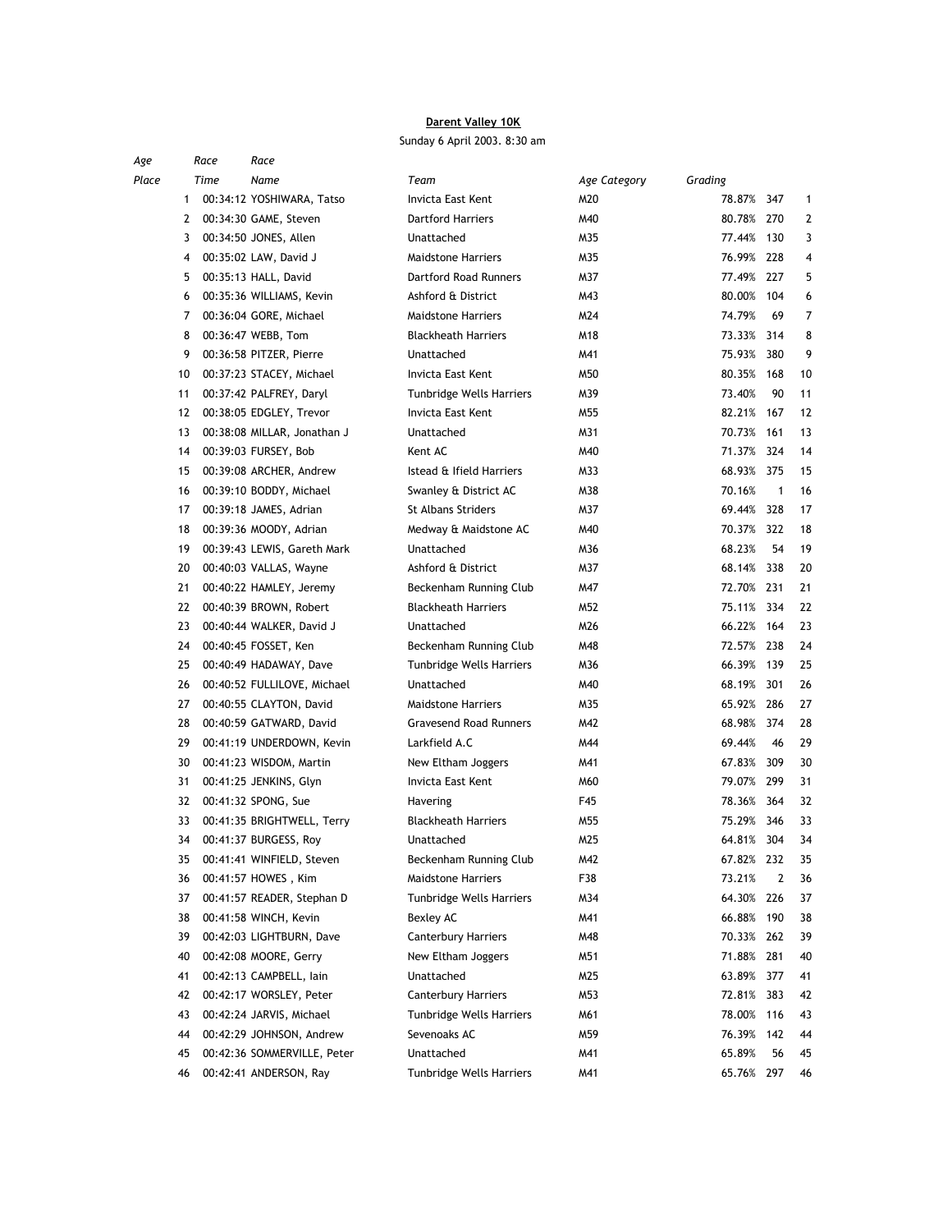**Darent Valley 10K**

Sunday 6 April 2003. 8:30 am

| Race Place | Race Time | Name | Team | Age Category | Grading | | Age Place |
|---|---|---|---|---|---|---|---|
| 1 | 00:34:12 | YOSHIWARA, Tatso | Invicta East Kent | M20 | 78.87% | 347 | 1 |
| 2 | 00:34:30 | GAME, Steven | Dartford Harriers | M40 | 80.78% | 270 | 2 |
| 3 | 00:34:50 | JONES, Allen | Unattached | M35 | 77.44% | 130 | 3 |
| 4 | 00:35:02 | LAW, David J | Maidstone Harriers | M35 | 76.99% | 228 | 4 |
| 5 | 00:35:13 | HALL, David | Dartford Road Runners | M37 | 77.49% | 227 | 5 |
| 6 | 00:35:36 | WILLIAMS, Kevin | Ashford & District | M43 | 80.00% | 104 | 6 |
| 7 | 00:36:04 | GORE, Michael | Maidstone Harriers | M24 | 74.79% | 69 | 7 |
| 8 | 00:36:47 | WEBB, Tom | Blackheath Harriers | M18 | 73.33% | 314 | 8 |
| 9 | 00:36:58 | PITZER, Pierre | Unattached | M41 | 75.93% | 380 | 9 |
| 10 | 00:37:23 | STACEY, Michael | Invicta East Kent | M50 | 80.35% | 168 | 10 |
| 11 | 00:37:42 | PALFREY, Daryl | Tunbridge Wells Harriers | M39 | 73.40% | 90 | 11 |
| 12 | 00:38:05 | EDGLEY, Trevor | Invicta East Kent | M55 | 82.21% | 167 | 12 |
| 13 | 00:38:08 | MILLAR, Jonathan J | Unattached | M31 | 70.73% | 161 | 13 |
| 14 | 00:39:03 | FURSEY, Bob | Kent AC | M40 | 71.37% | 324 | 14 |
| 15 | 00:39:08 | ARCHER, Andrew | Istead & Ifield Harriers | M33 | 68.93% | 375 | 15 |
| 16 | 00:39:10 | BODDY, Michael | Swanley & District AC | M38 | 70.16% | 1 | 16 |
| 17 | 00:39:18 | JAMES, Adrian | St Albans Striders | M37 | 69.44% | 328 | 17 |
| 18 | 00:39:36 | MOODY, Adrian | Medway & Maidstone AC | M40 | 70.37% | 322 | 18 |
| 19 | 00:39:43 | LEWIS, Gareth Mark | Unattached | M36 | 68.23% | 54 | 19 |
| 20 | 00:40:03 | VALLAS, Wayne | Ashford & District | M37 | 68.14% | 338 | 20 |
| 21 | 00:40:22 | HAMLEY, Jeremy | Beckenham Running Club | M47 | 72.70% | 231 | 21 |
| 22 | 00:40:39 | BROWN, Robert | Blackheath Harriers | M52 | 75.11% | 334 | 22 |
| 23 | 00:40:44 | WALKER, David J | Unattached | M26 | 66.22% | 164 | 23 |
| 24 | 00:40:45 | FOSSET, Ken | Beckenham Running Club | M48 | 72.57% | 238 | 24 |
| 25 | 00:40:49 | HADAWAY, Dave | Tunbridge Wells Harriers | M36 | 66.39% | 139 | 25 |
| 26 | 00:40:52 | FULLILOVE, Michael | Unattached | M40 | 68.19% | 301 | 26 |
| 27 | 00:40:55 | CLAYTON, David | Maidstone Harriers | M35 | 65.92% | 286 | 27 |
| 28 | 00:40:59 | GATWARD, David | Gravesend Road Runners | M42 | 68.98% | 374 | 28 |
| 29 | 00:41:19 | UNDERDOWN, Kevin | Larkfield A.C | M44 | 69.44% | 46 | 29 |
| 30 | 00:41:23 | WISDOM, Martin | New Eltham Joggers | M41 | 67.83% | 309 | 30 |
| 31 | 00:41:25 | JENKINS, Glyn | Invicta East Kent | M60 | 79.07% | 299 | 31 |
| 32 | 00:41:32 | SPONG, Sue | Havering | F45 | 78.36% | 364 | 32 |
| 33 | 00:41:35 | BRIGHTWELL, Terry | Blackheath Harriers | M55 | 75.29% | 346 | 33 |
| 34 | 00:41:37 | BURGESS, Roy | Unattached | M25 | 64.81% | 304 | 34 |
| 35 | 00:41:41 | WINFIELD, Steven | Beckenham Running Club | M42 | 67.82% | 232 | 35 |
| 36 | 00:41:57 | HOWES , Kim | Maidstone Harriers | F38 | 73.21% | 2 | 36 |
| 37 | 00:41:57 | READER, Stephan D | Tunbridge Wells Harriers | M34 | 64.30% | 226 | 37 |
| 38 | 00:41:58 | WINCH, Kevin | Bexley AC | M41 | 66.88% | 190 | 38 |
| 39 | 00:42:03 | LIGHTBURN, Dave | Canterbury Harriers | M48 | 70.33% | 262 | 39 |
| 40 | 00:42:08 | MOORE, Gerry | New Eltham Joggers | M51 | 71.88% | 281 | 40 |
| 41 | 00:42:13 | CAMPBELL, Iain | Unattached | M25 | 63.89% | 377 | 41 |
| 42 | 00:42:17 | WORSLEY, Peter | Canterbury Harriers | M53 | 72.81% | 383 | 42 |
| 43 | 00:42:24 | JARVIS, Michael | Tunbridge Wells Harriers | M61 | 78.00% | 116 | 43 |
| 44 | 00:42:29 | JOHNSON, Andrew | Sevenoaks AC | M59 | 76.39% | 142 | 44 |
| 45 | 00:42:36 | SOMMERVILLE, Peter | Unattached | M41 | 65.89% | 56 | 45 |
| 46 | 00:42:41 | ANDERSON, Ray | Tunbridge Wells Harriers | M41 | 65.76% | 297 | 46 |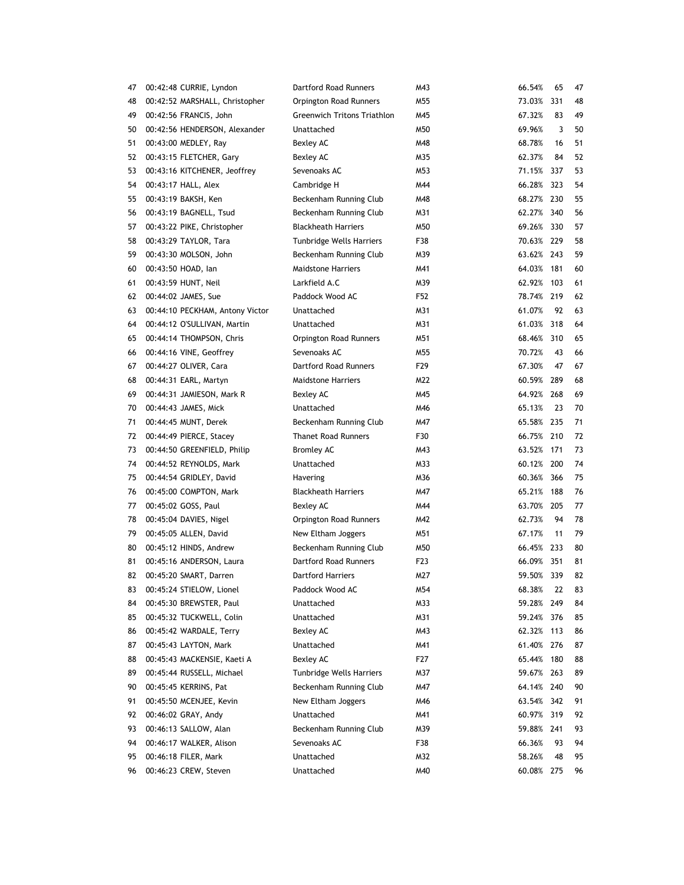| | | | | | | | |
|---|---|---|---|---|---|---|---|
| 47 | 00:42:48 | CURRIE, Lyndon | Dartford Road Runners | M43 | 66.54% | 65 | 47 |
| 48 | 00:42:52 | MARSHALL, Christopher | Orpington Road Runners | M55 | 73.03% | 331 | 48 |
| 49 | 00:42:56 | FRANCIS, John | Greenwich Tritons Triathlon | M45 | 67.32% | 83 | 49 |
| 50 | 00:42:56 | HENDERSON, Alexander | Unattached | M50 | 69.96% | 3 | 50 |
| 51 | 00:43:00 | MEDLEY, Ray | Bexley AC | M48 | 68.78% | 16 | 51 |
| 52 | 00:43:15 | FLETCHER, Gary | Bexley AC | M35 | 62.37% | 84 | 52 |
| 53 | 00:43:16 | KITCHENER, Jeoffrey | Sevenoaks AC | M53 | 71.15% | 337 | 53 |
| 54 | 00:43:17 | HALL, Alex | Cambridge H | M44 | 66.28% | 323 | 54 |
| 55 | 00:43:19 | BAKSH, Ken | Beckenham Running Club | M48 | 68.27% | 230 | 55 |
| 56 | 00:43:19 | BAGNELL, Tsud | Beckenham Running Club | M31 | 62.27% | 340 | 56 |
| 57 | 00:43:22 | PIKE, Christopher | Blackheath Harriers | M50 | 69.26% | 330 | 57 |
| 58 | 00:43:29 | TAYLOR, Tara | Tunbridge Wells Harriers | F38 | 70.63% | 229 | 58 |
| 59 | 00:43:30 | MOLSON, John | Beckenham Running Club | M39 | 63.62% | 243 | 59 |
| 60 | 00:43:50 | HOAD, Ian | Maidstone Harriers | M41 | 64.03% | 181 | 60 |
| 61 | 00:43:59 | HUNT, Neil | Larkfield A.C | M39 | 62.92% | 103 | 61 |
| 62 | 00:44:02 | JAMES, Sue | Paddock Wood AC | F52 | 78.74% | 219 | 62 |
| 63 | 00:44:10 | PECKHAM, Antony Victor | Unattached | M31 | 61.07% | 92 | 63 |
| 64 | 00:44:12 | O'SULLIVAN, Martin | Unattached | M31 | 61.03% | 318 | 64 |
| 65 | 00:44:14 | THOMPSON, Chris | Orpington Road Runners | M51 | 68.46% | 310 | 65 |
| 66 | 00:44:16 | VINE, Geoffrey | Sevenoaks AC | M55 | 70.72% | 43 | 66 |
| 67 | 00:44:27 | OLIVER, Cara | Dartford Road Runners | F29 | 67.30% | 47 | 67 |
| 68 | 00:44:31 | EARL, Martyn | Maidstone Harriers | M22 | 60.59% | 289 | 68 |
| 69 | 00:44:31 | JAMIESON, Mark R | Bexley AC | M45 | 64.92% | 268 | 69 |
| 70 | 00:44:43 | JAMES, Mick | Unattached | M46 | 65.13% | 23 | 70 |
| 71 | 00:44:45 | MUNT, Derek | Beckenham Running Club | M47 | 65.58% | 235 | 71 |
| 72 | 00:44:49 | PIERCE, Stacey | Thanet Road Runners | F30 | 66.75% | 210 | 72 |
| 73 | 00:44:50 | GREENFIELD, Philip | Bromley AC | M43 | 63.52% | 171 | 73 |
| 74 | 00:44:52 | REYNOLDS, Mark | Unattached | M33 | 60.12% | 200 | 74 |
| 75 | 00:44:54 | GRIDLEY, David | Havering | M36 | 60.36% | 366 | 75 |
| 76 | 00:45:00 | COMPTON, Mark | Blackheath Harriers | M47 | 65.21% | 188 | 76 |
| 77 | 00:45:02 | GOSS, Paul | Bexley AC | M44 | 63.70% | 205 | 77 |
| 78 | 00:45:04 | DAVIES, Nigel | Orpington Road Runners | M42 | 62.73% | 94 | 78 |
| 79 | 00:45:05 | ALLEN, David | New Eltham Joggers | M51 | 67.17% | 11 | 79 |
| 80 | 00:45:12 | HINDS, Andrew | Beckenham Running Club | M50 | 66.45% | 233 | 80 |
| 81 | 00:45:16 | ANDERSON, Laura | Dartford Road Runners | F23 | 66.09% | 351 | 81 |
| 82 | 00:45:20 | SMART, Darren | Dartford Harriers | M27 | 59.50% | 339 | 82 |
| 83 | 00:45:24 | STIELOW, Lionel | Paddock Wood AC | M54 | 68.38% | 22 | 83 |
| 84 | 00:45:30 | BREWSTER, Paul | Unattached | M33 | 59.28% | 249 | 84 |
| 85 | 00:45:32 | TUCKWELL, Colin | Unattached | M31 | 59.24% | 376 | 85 |
| 86 | 00:45:42 | WARDALE, Terry | Bexley AC | M43 | 62.32% | 113 | 86 |
| 87 | 00:45:43 | LAYTON, Mark | Unattached | M41 | 61.40% | 276 | 87 |
| 88 | 00:45:43 | MACKENSIE, Kaeti A | Bexley AC | F27 | 65.44% | 180 | 88 |
| 89 | 00:45:44 | RUSSELL, Michael | Tunbridge Wells Harriers | M37 | 59.67% | 263 | 89 |
| 90 | 00:45:45 | KERRINS, Pat | Beckenham Running Club | M47 | 64.14% | 240 | 90 |
| 91 | 00:45:50 | MCENJEE, Kevin | New Eltham Joggers | M46 | 63.54% | 342 | 91 |
| 92 | 00:46:02 | GRAY, Andy | Unattached | M41 | 60.97% | 319 | 92 |
| 93 | 00:46:13 | SALLOW, Alan | Beckenham Running Club | M39 | 59.88% | 241 | 93 |
| 94 | 00:46:17 | WALKER, Alison | Sevenoaks AC | F38 | 66.36% | 93 | 94 |
| 95 | 00:46:18 | FILER, Mark | Unattached | M32 | 58.26% | 48 | 95 |
| 96 | 00:46:23 | CREW, Steven | Unattached | M40 | 60.08% | 275 | 96 |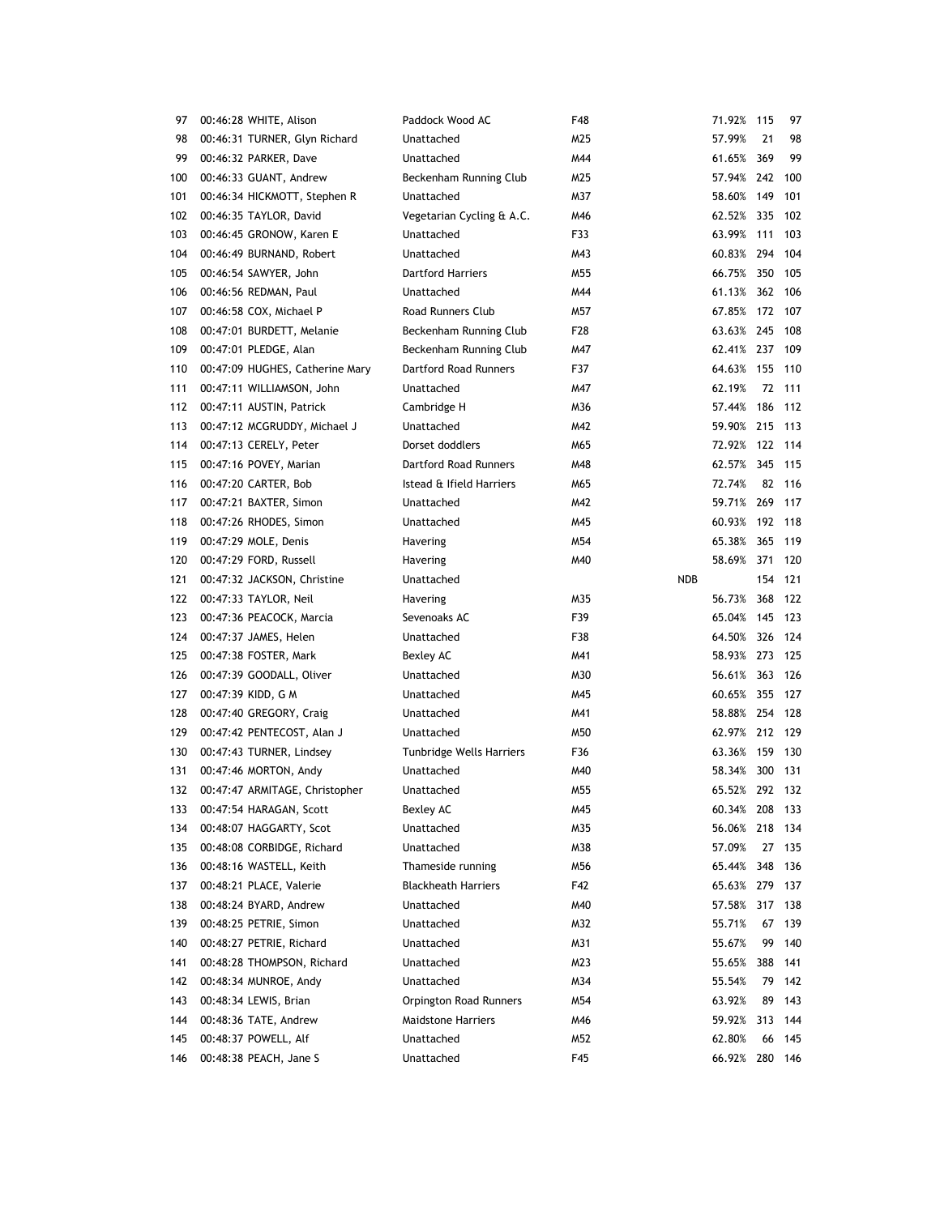| | | | | | | | |
|---|---|---|---|---|---|---|---|
| 97 | 00:46:28 WHITE, Alison | Paddock Wood AC | F48 | | 71.92% | 115 | 97 |
| 98 | 00:46:31 TURNER, Glyn Richard | Unattached | M25 | | 57.99% | 21 | 98 |
| 99 | 00:46:32 PARKER, Dave | Unattached | M44 | | 61.65% | 369 | 99 |
| 100 | 00:46:33 GUANT, Andrew | Beckenham Running Club | M25 | | 57.94% | 242 | 100 |
| 101 | 00:46:34 HICKMOTT, Stephen R | Unattached | M37 | | 58.60% | 149 | 101 |
| 102 | 00:46:35 TAYLOR, David | Vegetarian Cycling & A.C. | M46 | | 62.52% | 335 | 102 |
| 103 | 00:46:45 GRONOW, Karen E | Unattached | F33 | | 63.99% | 111 | 103 |
| 104 | 00:46:49 BURNAND, Robert | Unattached | M43 | | 60.83% | 294 | 104 |
| 105 | 00:46:54 SAWYER, John | Dartford Harriers | M55 | | 66.75% | 350 | 105 |
| 106 | 00:46:56 REDMAN, Paul | Unattached | M44 | | 61.13% | 362 | 106 |
| 107 | 00:46:58 COX, Michael P | Road Runners Club | M57 | | 67.85% | 172 | 107 |
| 108 | 00:47:01 BURDETT, Melanie | Beckenham Running Club | F28 | | 63.63% | 245 | 108 |
| 109 | 00:47:01 PLEDGE, Alan | Beckenham Running Club | M47 | | 62.41% | 237 | 109 |
| 110 | 00:47:09 HUGHES, Catherine Mary | Dartford Road Runners | F37 | | 64.63% | 155 | 110 |
| 111 | 00:47:11 WILLIAMSON, John | Unattached | M47 | | 62.19% | 72 | 111 |
| 112 | 00:47:11 AUSTIN, Patrick | Cambridge H | M36 | | 57.44% | 186 | 112 |
| 113 | 00:47:12 MCGRUDDY, Michael J | Unattached | M42 | | 59.90% | 215 | 113 |
| 114 | 00:47:13 CERELY, Peter | Dorset doddlers | M65 | | 72.92% | 122 | 114 |
| 115 | 00:47:16 POVEY, Marian | Dartford Road Runners | M48 | | 62.57% | 345 | 115 |
| 116 | 00:47:20 CARTER, Bob | Istead & Ifield Harriers | M65 | | 72.74% | 82 | 116 |
| 117 | 00:47:21 BAXTER, Simon | Unattached | M42 | | 59.71% | 269 | 117 |
| 118 | 00:47:26 RHODES, Simon | Unattached | M45 | | 60.93% | 192 | 118 |
| 119 | 00:47:29 MOLE, Denis | Havering | M54 | | 65.38% | 365 | 119 |
| 120 | 00:47:29 FORD, Russell | Havering | M40 | | 58.69% | 371 | 120 |
| 121 | 00:47:32 JACKSON, Christine | Unattached | | NDB | | 154 | 121 |
| 122 | 00:47:33 TAYLOR, Neil | Havering | M35 | | 56.73% | 368 | 122 |
| 123 | 00:47:36 PEACOCK, Marcia | Sevenoaks AC | F39 | | 65.04% | 145 | 123 |
| 124 | 00:47:37 JAMES, Helen | Unattached | F38 | | 64.50% | 326 | 124 |
| 125 | 00:47:38 FOSTER, Mark | Bexley AC | M41 | | 58.93% | 273 | 125 |
| 126 | 00:47:39 GOODALL, Oliver | Unattached | M30 | | 56.61% | 363 | 126 |
| 127 | 00:47:39 KIDD, G M | Unattached | M45 | | 60.65% | 355 | 127 |
| 128 | 00:47:40 GREGORY, Craig | Unattached | M41 | | 58.88% | 254 | 128 |
| 129 | 00:47:42 PENTECOST, Alan J | Unattached | M50 | | 62.97% | 212 | 129 |
| 130 | 00:47:43 TURNER, Lindsey | Tunbridge Wells Harriers | F36 | | 63.36% | 159 | 130 |
| 131 | 00:47:46 MORTON, Andy | Unattached | M40 | | 58.34% | 300 | 131 |
| 132 | 00:47:47 ARMITAGE, Christopher | Unattached | M55 | | 65.52% | 292 | 132 |
| 133 | 00:47:54 HARAGAN, Scott | Bexley AC | M45 | | 60.34% | 208 | 133 |
| 134 | 00:48:07 HAGGARTY, Scot | Unattached | M35 | | 56.06% | 218 | 134 |
| 135 | 00:48:08 CORBIDGE, Richard | Unattached | M38 | | 57.09% | 27 | 135 |
| 136 | 00:48:16 WASTELL, Keith | Thameside running | M56 | | 65.44% | 348 | 136 |
| 137 | 00:48:21 PLACE, Valerie | Blackheath Harriers | F42 | | 65.63% | 279 | 137 |
| 138 | 00:48:24 BYARD, Andrew | Unattached | M40 | | 57.58% | 317 | 138 |
| 139 | 00:48:25 PETRIE, Simon | Unattached | M32 | | 55.71% | 67 | 139 |
| 140 | 00:48:27 PETRIE, Richard | Unattached | M31 | | 55.67% | 99 | 140 |
| 141 | 00:48:28 THOMPSON, Richard | Unattached | M23 | | 55.65% | 388 | 141 |
| 142 | 00:48:34 MUNROE, Andy | Unattached | M34 | | 55.54% | 79 | 142 |
| 143 | 00:48:34 LEWIS, Brian | Orpington Road Runners | M54 | | 63.92% | 89 | 143 |
| 144 | 00:48:36 TATE, Andrew | Maidstone Harriers | M46 | | 59.92% | 313 | 144 |
| 145 | 00:48:37 POWELL, Alf | Unattached | M52 | | 62.80% | 66 | 145 |
| 146 | 00:48:38 PEACH, Jane S | Unattached | F45 | | 66.92% | 280 | 146 |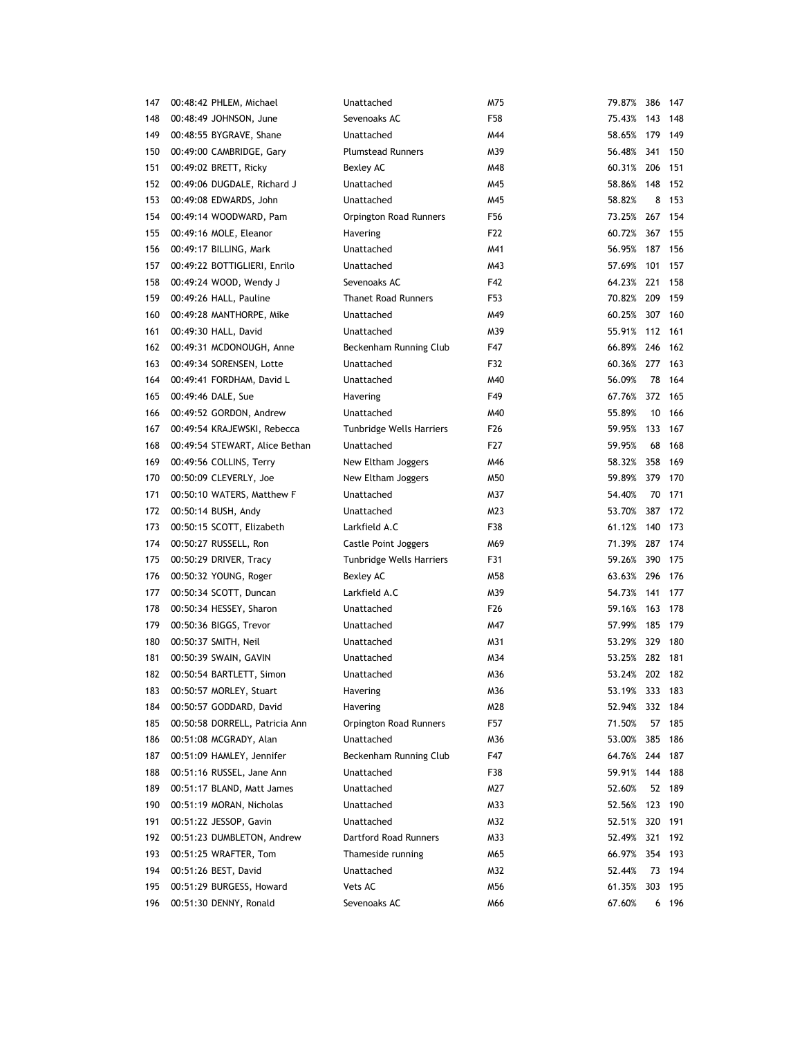| | | | | | | |
|---|---|---|---|---|---|---|
| 147 | 00:48:42 PHLEM, Michael | Unattached | M75 | 79.87% | 386 | 147 |
| 148 | 00:48:49 JOHNSON, June | Sevenoaks AC | F58 | 75.43% | 143 | 148 |
| 149 | 00:48:55 BYGRAVE, Shane | Unattached | M44 | 58.65% | 179 | 149 |
| 150 | 00:49:00 CAMBRIDGE, Gary | Plumstead Runners | M39 | 56.48% | 341 | 150 |
| 151 | 00:49:02 BRETT, Ricky | Bexley AC | M48 | 60.31% | 206 | 151 |
| 152 | 00:49:06 DUGDALE, Richard J | Unattached | M45 | 58.86% | 148 | 152 |
| 153 | 00:49:08 EDWARDS, John | Unattached | M45 | 58.82% | 8 | 153 |
| 154 | 00:49:14 WOODWARD, Pam | Orpington Road Runners | F56 | 73.25% | 267 | 154 |
| 155 | 00:49:16 MOLE, Eleanor | Havering | F22 | 60.72% | 367 | 155 |
| 156 | 00:49:17 BILLING, Mark | Unattached | M41 | 56.95% | 187 | 156 |
| 157 | 00:49:22 BOTTIGLIERI, Enrilo | Unattached | M43 | 57.69% | 101 | 157 |
| 158 | 00:49:24 WOOD, Wendy J | Sevenoaks AC | F42 | 64.23% | 221 | 158 |
| 159 | 00:49:26 HALL, Pauline | Thanet Road Runners | F53 | 70.82% | 209 | 159 |
| 160 | 00:49:28 MANTHORPE, Mike | Unattached | M49 | 60.25% | 307 | 160 |
| 161 | 00:49:30 HALL, David | Unattached | M39 | 55.91% | 112 | 161 |
| 162 | 00:49:31 MCDONOUGH, Anne | Beckenham Running Club | F47 | 66.89% | 246 | 162 |
| 163 | 00:49:34 SORENSEN, Lotte | Unattached | F32 | 60.36% | 277 | 163 |
| 164 | 00:49:41 FORDHAM, David L | Unattached | M40 | 56.09% | 78 | 164 |
| 165 | 00:49:46 DALE, Sue | Havering | F49 | 67.76% | 372 | 165 |
| 166 | 00:49:52 GORDON, Andrew | Unattached | M40 | 55.89% | 10 | 166 |
| 167 | 00:49:54 KRAJEWSKI, Rebecca | Tunbridge Wells Harriers | F26 | 59.95% | 133 | 167 |
| 168 | 00:49:54 STEWART, Alice Bethan | Unattached | F27 | 59.95% | 68 | 168 |
| 169 | 00:49:56 COLLINS, Terry | New Eltham Joggers | M46 | 58.32% | 358 | 169 |
| 170 | 00:50:09 CLEVERLY, Joe | New Eltham Joggers | M50 | 59.89% | 379 | 170 |
| 171 | 00:50:10 WATERS, Matthew F | Unattached | M37 | 54.40% | 70 | 171 |
| 172 | 00:50:14 BUSH, Andy | Unattached | M23 | 53.70% | 387 | 172 |
| 173 | 00:50:15 SCOTT, Elizabeth | Larkfield A.C | F38 | 61.12% | 140 | 173 |
| 174 | 00:50:27 RUSSELL, Ron | Castle Point Joggers | M69 | 71.39% | 287 | 174 |
| 175 | 00:50:29 DRIVER, Tracy | Tunbridge Wells Harriers | F31 | 59.26% | 390 | 175 |
| 176 | 00:50:32 YOUNG, Roger | Bexley AC | M58 | 63.63% | 296 | 176 |
| 177 | 00:50:34 SCOTT, Duncan | Larkfield A.C | M39 | 54.73% | 141 | 177 |
| 178 | 00:50:34 HESSEY, Sharon | Unattached | F26 | 59.16% | 163 | 178 |
| 179 | 00:50:36 BIGGS, Trevor | Unattached | M47 | 57.99% | 185 | 179 |
| 180 | 00:50:37 SMITH, Neil | Unattached | M31 | 53.29% | 329 | 180 |
| 181 | 00:50:39 SWAIN, GAVIN | Unattached | M34 | 53.25% | 282 | 181 |
| 182 | 00:50:54 BARTLETT, Simon | Unattached | M36 | 53.24% | 202 | 182 |
| 183 | 00:50:57 MORLEY, Stuart | Havering | M36 | 53.19% | 333 | 183 |
| 184 | 00:50:57 GODDARD, David | Havering | M28 | 52.94% | 332 | 184 |
| 185 | 00:50:58 DORRELL, Patricia Ann | Orpington Road Runners | F57 | 71.50% | 57 | 185 |
| 186 | 00:51:08 MCGRADY, Alan | Unattached | M36 | 53.00% | 385 | 186 |
| 187 | 00:51:09 HAMLEY, Jennifer | Beckenham Running Club | F47 | 64.76% | 244 | 187 |
| 188 | 00:51:16 RUSSEL, Jane Ann | Unattached | F38 | 59.91% | 144 | 188 |
| 189 | 00:51:17 BLAND, Matt James | Unattached | M27 | 52.60% | 52 | 189 |
| 190 | 00:51:19 MORAN, Nicholas | Unattached | M33 | 52.56% | 123 | 190 |
| 191 | 00:51:22 JESSOP, Gavin | Unattached | M32 | 52.51% | 320 | 191 |
| 192 | 00:51:23 DUMBLETON, Andrew | Dartford Road Runners | M33 | 52.49% | 321 | 192 |
| 193 | 00:51:25 WRAFTER, Tom | Thameside running | M65 | 66.97% | 354 | 193 |
| 194 | 00:51:26 BEST, David | Unattached | M32 | 52.44% | 73 | 194 |
| 195 | 00:51:29 BURGESS, Howard | Vets AC | M56 | 61.35% | 303 | 195 |
| 196 | 00:51:30 DENNY, Ronald | Sevenoaks AC | M66 | 67.60% | 6 | 196 |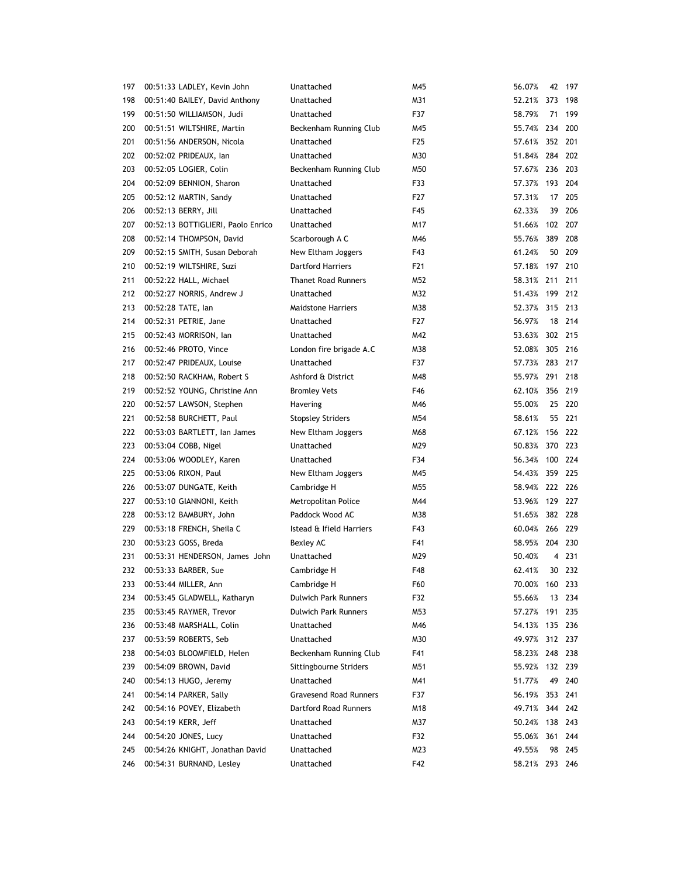| | | | | | | | |
|---|---|---|---|---|---|---|---|
| 197 | 00:51:33 | LADLEY, Kevin John | Unattached | M45 | 56.07% | 42 | 197 |
| 198 | 00:51:40 | BAILEY, David Anthony | Unattached | M31 | 52.21% | 373 | 198 |
| 199 | 00:51:50 | WILLIAMSON, Judi | Unattached | F37 | 58.79% | 71 | 199 |
| 200 | 00:51:51 | WILTSHIRE, Martin | Beckenham Running Club | M45 | 55.74% | 234 | 200 |
| 201 | 00:51:56 | ANDERSON, Nicola | Unattached | F25 | 57.61% | 352 | 201 |
| 202 | 00:52:02 | PRIDEAUX, Ian | Unattached | M30 | 51.84% | 284 | 202 |
| 203 | 00:52:05 | LOGIER, Colin | Beckenham Running Club | M50 | 57.67% | 236 | 203 |
| 204 | 00:52:09 | BENNION, Sharon | Unattached | F33 | 57.37% | 193 | 204 |
| 205 | 00:52:12 | MARTIN, Sandy | Unattached | F27 | 57.31% | 17 | 205 |
| 206 | 00:52:13 | BERRY, Jill | Unattached | F45 | 62.33% | 39 | 206 |
| 207 | 00:52:13 | BOTTIGLIERI, Paolo Enrico | Unattached | M17 | 51.66% | 102 | 207 |
| 208 | 00:52:14 | THOMPSON, David | Scarborough A C | M46 | 55.76% | 389 | 208 |
| 209 | 00:52:15 | SMITH, Susan Deborah | New Eltham Joggers | F43 | 61.24% | 50 | 209 |
| 210 | 00:52:19 | WILTSHIRE, Suzi | Dartford Harriers | F21 | 57.18% | 197 | 210 |
| 211 | 00:52:22 | HALL, Michael | Thanet Road Runners | M52 | 58.31% | 211 | 211 |
| 212 | 00:52:27 | NORRIS, Andrew J | Unattached | M32 | 51.43% | 199 | 212 |
| 213 | 00:52:28 | TATE, Ian | Maidstone Harriers | M38 | 52.37% | 315 | 213 |
| 214 | 00:52:31 | PETRIE, Jane | Unattached | F27 | 56.97% | 18 | 214 |
| 215 | 00:52:43 | MORRISON, Ian | Unattached | M42 | 53.63% | 302 | 215 |
| 216 | 00:52:46 | PROTO, Vince | London fire brigade A.C | M38 | 52.08% | 305 | 216 |
| 217 | 00:52:47 | PRIDEAUX, Louise | Unattached | F37 | 57.73% | 283 | 217 |
| 218 | 00:52:50 | RACKHAM, Robert S | Ashford & District | M48 | 55.97% | 291 | 218 |
| 219 | 00:52:52 | YOUNG, Christine Ann | Bromley Vets | F46 | 62.10% | 356 | 219 |
| 220 | 00:52:57 | LAWSON, Stephen | Havering | M46 | 55.00% | 25 | 220 |
| 221 | 00:52:58 | BURCHETT, Paul | Stopsley Striders | M54 | 58.61% | 55 | 221 |
| 222 | 00:53:03 | BARTLETT, Ian James | New Eltham Joggers | M68 | 67.12% | 156 | 222 |
| 223 | 00:53:04 | COBB, Nigel | Unattached | M29 | 50.83% | 370 | 223 |
| 224 | 00:53:06 | WOODLEY, Karen | Unattached | F34 | 56.34% | 100 | 224 |
| 225 | 00:53:06 | RIXON, Paul | New Eltham Joggers | M45 | 54.43% | 359 | 225 |
| 226 | 00:53:07 | DUNGATE, Keith | Cambridge H | M55 | 58.94% | 222 | 226 |
| 227 | 00:53:10 | GIANNONI, Keith | Metropolitan Police | M44 | 53.96% | 129 | 227 |
| 228 | 00:53:12 | BAMBURY, John | Paddock Wood AC | M38 | 51.65% | 382 | 228 |
| 229 | 00:53:18 | FRENCH, Sheila C | Istead & Ifield Harriers | F43 | 60.04% | 266 | 229 |
| 230 | 00:53:23 | GOSS, Breda | Bexley AC | F41 | 58.95% | 204 | 230 |
| 231 | 00:53:31 | HENDERSON, James John | Unattached | M29 | 50.40% | 4 | 231 |
| 232 | 00:53:33 | BARBER, Sue | Cambridge H | F48 | 62.41% | 30 | 232 |
| 233 | 00:53:44 | MILLER, Ann | Cambridge H | F60 | 70.00% | 160 | 233 |
| 234 | 00:53:45 | GLADWELL, Katharyn | Dulwich Park Runners | F32 | 55.66% | 13 | 234 |
| 235 | 00:53:45 | RAYMER, Trevor | Dulwich Park Runners | M53 | 57.27% | 191 | 235 |
| 236 | 00:53:48 | MARSHALL, Colin | Unattached | M46 | 54.13% | 135 | 236 |
| 237 | 00:53:59 | ROBERTS, Seb | Unattached | M30 | 49.97% | 312 | 237 |
| 238 | 00:54:03 | BLOOMFIELD, Helen | Beckenham Running Club | F41 | 58.23% | 248 | 238 |
| 239 | 00:54:09 | BROWN, David | Sittingbourne Striders | M51 | 55.92% | 132 | 239 |
| 240 | 00:54:13 | HUGO, Jeremy | Unattached | M41 | 51.77% | 49 | 240 |
| 241 | 00:54:14 | PARKER, Sally | Gravesend Road Runners | F37 | 56.19% | 353 | 241 |
| 242 | 00:54:16 | POVEY, Elizabeth | Dartford Road Runners | M18 | 49.71% | 344 | 242 |
| 243 | 00:54:19 | KERR, Jeff | Unattached | M37 | 50.24% | 138 | 243 |
| 244 | 00:54:20 | JONES, Lucy | Unattached | F32 | 55.06% | 361 | 244 |
| 245 | 00:54:26 | KNIGHT, Jonathan David | Unattached | M23 | 49.55% | 98 | 245 |
| 246 | 00:54:31 | BURNAND, Lesley | Unattached | F42 | 58.21% | 293 | 246 |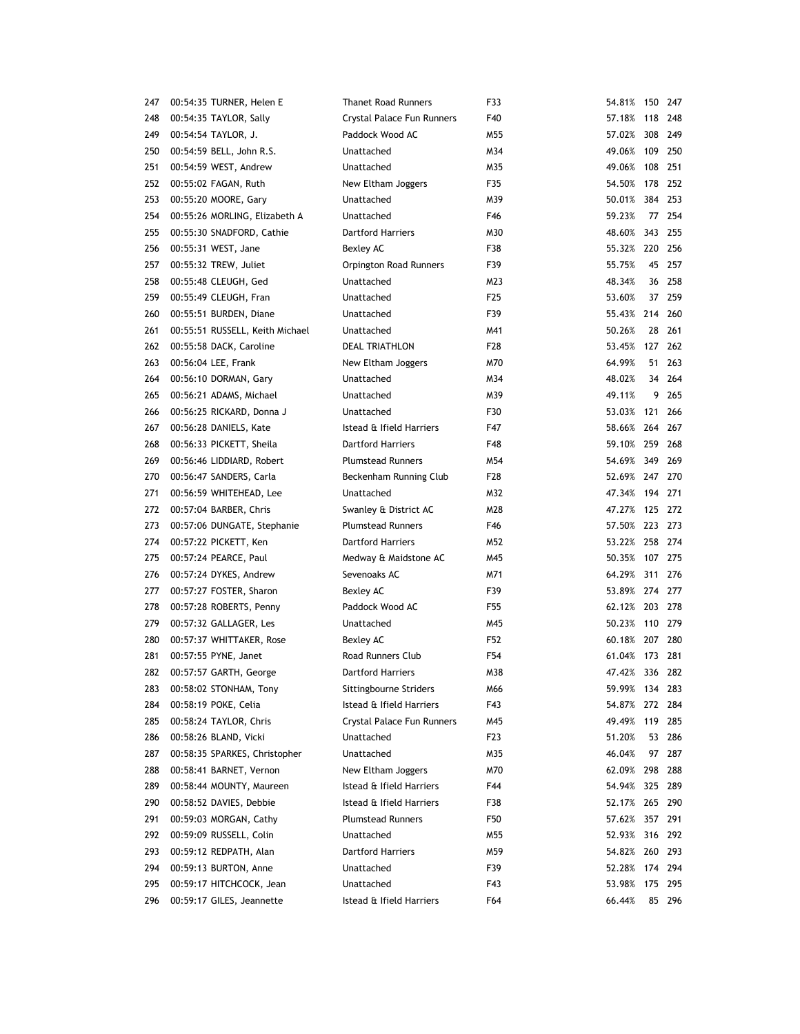| | | | | | | | |
|---|---|---|---|---|---|---|---|
| 247 | 00:54:35 | TURNER, Helen E | Thanet Road Runners | F33 | 54.81% | 150 | 247 |
| 248 | 00:54:35 | TAYLOR, Sally | Crystal Palace Fun Runners | F40 | 57.18% | 118 | 248 |
| 249 | 00:54:54 | TAYLOR, J. | Paddock Wood AC | M55 | 57.02% | 308 | 249 |
| 250 | 00:54:59 | BELL, John R.S. | Unattached | M34 | 49.06% | 109 | 250 |
| 251 | 00:54:59 | WEST, Andrew | Unattached | M35 | 49.06% | 108 | 251 |
| 252 | 00:55:02 | FAGAN, Ruth | New Eltham Joggers | F35 | 54.50% | 178 | 252 |
| 253 | 00:55:20 | MOORE, Gary | Unattached | M39 | 50.01% | 384 | 253 |
| 254 | 00:55:26 | MORLING, Elizabeth A | Unattached | F46 | 59.23% | 77 | 254 |
| 255 | 00:55:30 | SNADFORD, Cathie | Dartford Harriers | M30 | 48.60% | 343 | 255 |
| 256 | 00:55:31 | WEST, Jane | Bexley AC | F38 | 55.32% | 220 | 256 |
| 257 | 00:55:32 | TREW, Juliet | Orpington Road Runners | F39 | 55.75% | 45 | 257 |
| 258 | 00:55:48 | CLEUGH, Ged | Unattached | M23 | 48.34% | 36 | 258 |
| 259 | 00:55:49 | CLEUGH, Fran | Unattached | F25 | 53.60% | 37 | 259 |
| 260 | 00:55:51 | BURDEN, Diane | Unattached | F39 | 55.43% | 214 | 260 |
| 261 | 00:55:51 | RUSSELL, Keith Michael | Unattached | M41 | 50.26% | 28 | 261 |
| 262 | 00:55:58 | DACK, Caroline | DEAL TRIATHLON | F28 | 53.45% | 127 | 262 |
| 263 | 00:56:04 | LEE, Frank | New Eltham Joggers | M70 | 64.99% | 51 | 263 |
| 264 | 00:56:10 | DORMAN, Gary | Unattached | M34 | 48.02% | 34 | 264 |
| 265 | 00:56:21 | ADAMS, Michael | Unattached | M39 | 49.11% | 9 | 265 |
| 266 | 00:56:25 | RICKARD, Donna J | Unattached | F30 | 53.03% | 121 | 266 |
| 267 | 00:56:28 | DANIELS, Kate | Istead & Ifield Harriers | F47 | 58.66% | 264 | 267 |
| 268 | 00:56:33 | PICKETT, Sheila | Dartford Harriers | F48 | 59.10% | 259 | 268 |
| 269 | 00:56:46 | LIDDIARD, Robert | Plumstead Runners | M54 | 54.69% | 349 | 269 |
| 270 | 00:56:47 | SANDERS, Carla | Beckenham Running Club | F28 | 52.69% | 247 | 270 |
| 271 | 00:56:59 | WHITEHEAD, Lee | Unattached | M32 | 47.34% | 194 | 271 |
| 272 | 00:57:04 | BARBER, Chris | Swanley & District AC | M28 | 47.27% | 125 | 272 |
| 273 | 00:57:06 | DUNGATE, Stephanie | Plumstead Runners | F46 | 57.50% | 223 | 273 |
| 274 | 00:57:22 | PICKETT, Ken | Dartford Harriers | M52 | 53.22% | 258 | 274 |
| 275 | 00:57:24 | PEARCE, Paul | Medway & Maidstone AC | M45 | 50.35% | 107 | 275 |
| 276 | 00:57:24 | DYKES, Andrew | Sevenoaks AC | M71 | 64.29% | 311 | 276 |
| 277 | 00:57:27 | FOSTER, Sharon | Bexley AC | F39 | 53.89% | 274 | 277 |
| 278 | 00:57:28 | ROBERTS, Penny | Paddock Wood AC | F55 | 62.12% | 203 | 278 |
| 279 | 00:57:32 | GALLAGER, Les | Unattached | M45 | 50.23% | 110 | 279 |
| 280 | 00:57:37 | WHITTAKER, Rose | Bexley AC | F52 | 60.18% | 207 | 280 |
| 281 | 00:57:55 | PYNE, Janet | Road Runners Club | F54 | 61.04% | 173 | 281 |
| 282 | 00:57:57 | GARTH, George | Dartford Harriers | M38 | 47.42% | 336 | 282 |
| 283 | 00:58:02 | STONHAM, Tony | Sittingbourne Striders | M66 | 59.99% | 134 | 283 |
| 284 | 00:58:19 | POKE, Celia | Istead & Ifield Harriers | F43 | 54.87% | 272 | 284 |
| 285 | 00:58:24 | TAYLOR, Chris | Crystal Palace Fun Runners | M45 | 49.49% | 119 | 285 |
| 286 | 00:58:26 | BLAND, Vicki | Unattached | F23 | 51.20% | 53 | 286 |
| 287 | 00:58:35 | SPARKES, Christopher | Unattached | M35 | 46.04% | 97 | 287 |
| 288 | 00:58:41 | BARNET, Vernon | New Eltham Joggers | M70 | 62.09% | 298 | 288 |
| 289 | 00:58:44 | MOUNTY, Maureen | Istead & Ifield Harriers | F44 | 54.94% | 325 | 289 |
| 290 | 00:58:52 | DAVIES, Debbie | Istead & Ifield Harriers | F38 | 52.17% | 265 | 290 |
| 291 | 00:59:03 | MORGAN, Cathy | Plumstead Runners | F50 | 57.62% | 357 | 291 |
| 292 | 00:59:09 | RUSSELL, Colin | Unattached | M55 | 52.93% | 316 | 292 |
| 293 | 00:59:12 | REDPATH, Alan | Dartford Harriers | M59 | 54.82% | 260 | 293 |
| 294 | 00:59:13 | BURTON, Anne | Unattached | F39 | 52.28% | 174 | 294 |
| 295 | 00:59:17 | HITCHCOCK, Jean | Unattached | F43 | 53.98% | 175 | 295 |
| 296 | 00:59:17 | GILES, Jeannette | Istead & Ifield Harriers | F64 | 66.44% | 85 | 296 |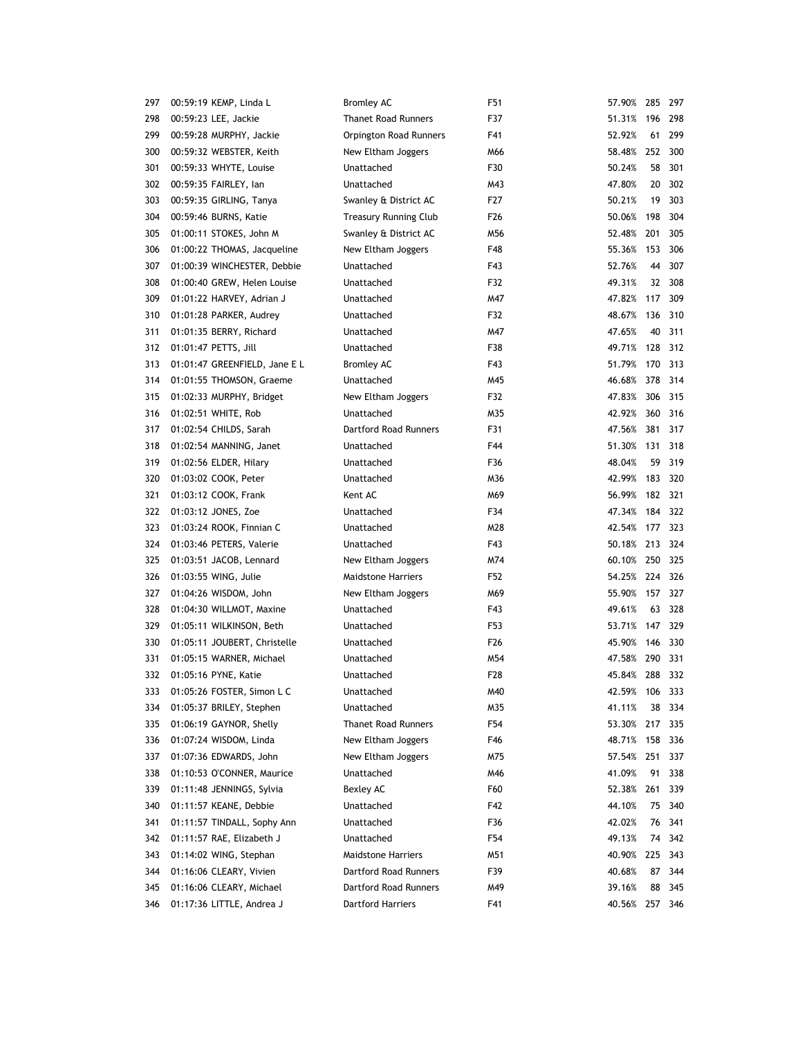| | | | | | | |
|---|---|---|---|---|---|---|
| 297 | 00:59:19 KEMP, Linda L | Bromley AC | F51 | 57.90% | 285 | 297 |
| 298 | 00:59:23 LEE, Jackie | Thanet Road Runners | F37 | 51.31% | 196 | 298 |
| 299 | 00:59:28 MURPHY, Jackie | Orpington Road Runners | F41 | 52.92% | 61 | 299 |
| 300 | 00:59:32 WEBSTER, Keith | New Eltham Joggers | M66 | 58.48% | 252 | 300 |
| 301 | 00:59:33 WHYTE, Louise | Unattached | F30 | 50.24% | 58 | 301 |
| 302 | 00:59:35 FAIRLEY, Ian | Unattached | M43 | 47.80% | 20 | 302 |
| 303 | 00:59:35 GIRLING, Tanya | Swanley & District AC | F27 | 50.21% | 19 | 303 |
| 304 | 00:59:46 BURNS, Katie | Treasury Running Club | F26 | 50.06% | 198 | 304 |
| 305 | 01:00:11 STOKES, John M | Swanley & District AC | M56 | 52.48% | 201 | 305 |
| 306 | 01:00:22 THOMAS, Jacqueline | New Eltham Joggers | F48 | 55.36% | 153 | 306 |
| 307 | 01:00:39 WINCHESTER, Debbie | Unattached | F43 | 52.76% | 44 | 307 |
| 308 | 01:00:40 GREW, Helen Louise | Unattached | F32 | 49.31% | 32 | 308 |
| 309 | 01:01:22 HARVEY, Adrian J | Unattached | M47 | 47.82% | 117 | 309 |
| 310 | 01:01:28 PARKER, Audrey | Unattached | F32 | 48.67% | 136 | 310 |
| 311 | 01:01:35 BERRY, Richard | Unattached | M47 | 47.65% | 40 | 311 |
| 312 | 01:01:47 PETTS, Jill | Unattached | F38 | 49.71% | 128 | 312 |
| 313 | 01:01:47 GREENFIELD, Jane E L | Bromley AC | F43 | 51.79% | 170 | 313 |
| 314 | 01:01:55 THOMSON, Graeme | Unattached | M45 | 46.68% | 378 | 314 |
| 315 | 01:02:33 MURPHY, Bridget | New Eltham Joggers | F32 | 47.83% | 306 | 315 |
| 316 | 01:02:51 WHITE, Rob | Unattached | M35 | 42.92% | 360 | 316 |
| 317 | 01:02:54 CHILDS, Sarah | Dartford Road Runners | F31 | 47.56% | 381 | 317 |
| 318 | 01:02:54 MANNING, Janet | Unattached | F44 | 51.30% | 131 | 318 |
| 319 | 01:02:56 ELDER, Hilary | Unattached | F36 | 48.04% | 59 | 319 |
| 320 | 01:03:02 COOK, Peter | Unattached | M36 | 42.99% | 183 | 320 |
| 321 | 01:03:12 COOK, Frank | Kent AC | M69 | 56.99% | 182 | 321 |
| 322 | 01:03:12 JONES, Zoe | Unattached | F34 | 47.34% | 184 | 322 |
| 323 | 01:03:24 ROOK, Finnian C | Unattached | M28 | 42.54% | 177 | 323 |
| 324 | 01:03:46 PETERS, Valerie | Unattached | F43 | 50.18% | 213 | 324 |
| 325 | 01:03:51 JACOB, Lennard | New Eltham Joggers | M74 | 60.10% | 250 | 325 |
| 326 | 01:03:55 WING, Julie | Maidstone Harriers | F52 | 54.25% | 224 | 326 |
| 327 | 01:04:26 WISDOM, John | New Eltham Joggers | M69 | 55.90% | 157 | 327 |
| 328 | 01:04:30 WILLMOT, Maxine | Unattached | F43 | 49.61% | 63 | 328 |
| 329 | 01:05:11 WILKINSON, Beth | Unattached | F53 | 53.71% | 147 | 329 |
| 330 | 01:05:11 JOUBERT, Christelle | Unattached | F26 | 45.90% | 146 | 330 |
| 331 | 01:05:15 WARNER, Michael | Unattached | M54 | 47.58% | 290 | 331 |
| 332 | 01:05:16 PYNE, Katie | Unattached | F28 | 45.84% | 288 | 332 |
| 333 | 01:05:26 FOSTER, Simon L C | Unattached | M40 | 42.59% | 106 | 333 |
| 334 | 01:05:37 BRILEY, Stephen | Unattached | M35 | 41.11% | 38 | 334 |
| 335 | 01:06:19 GAYNOR, Shelly | Thanet Road Runners | F54 | 53.30% | 217 | 335 |
| 336 | 01:07:24 WISDOM, Linda | New Eltham Joggers | F46 | 48.71% | 158 | 336 |
| 337 | 01:07:36 EDWARDS, John | New Eltham Joggers | M75 | 57.54% | 251 | 337 |
| 338 | 01:10:53 O'CONNER, Maurice | Unattached | M46 | 41.09% | 91 | 338 |
| 339 | 01:11:48 JENNINGS, Sylvia | Bexley AC | F60 | 52.38% | 261 | 339 |
| 340 | 01:11:57 KEANE, Debbie | Unattached | F42 | 44.10% | 75 | 340 |
| 341 | 01:11:57 TINDALL, Sophy Ann | Unattached | F36 | 42.02% | 76 | 341 |
| 342 | 01:11:57 RAE, Elizabeth J | Unattached | F54 | 49.13% | 74 | 342 |
| 343 | 01:14:02 WING, Stephan | Maidstone Harriers | M51 | 40.90% | 225 | 343 |
| 344 | 01:16:06 CLEARY, Vivien | Dartford Road Runners | F39 | 40.68% | 87 | 344 |
| 345 | 01:16:06 CLEARY, Michael | Dartford Road Runners | M49 | 39.16% | 88 | 345 |
| 346 | 01:17:36 LITTLE, Andrea J | Dartford Harriers | F41 | 40.56% | 257 | 346 |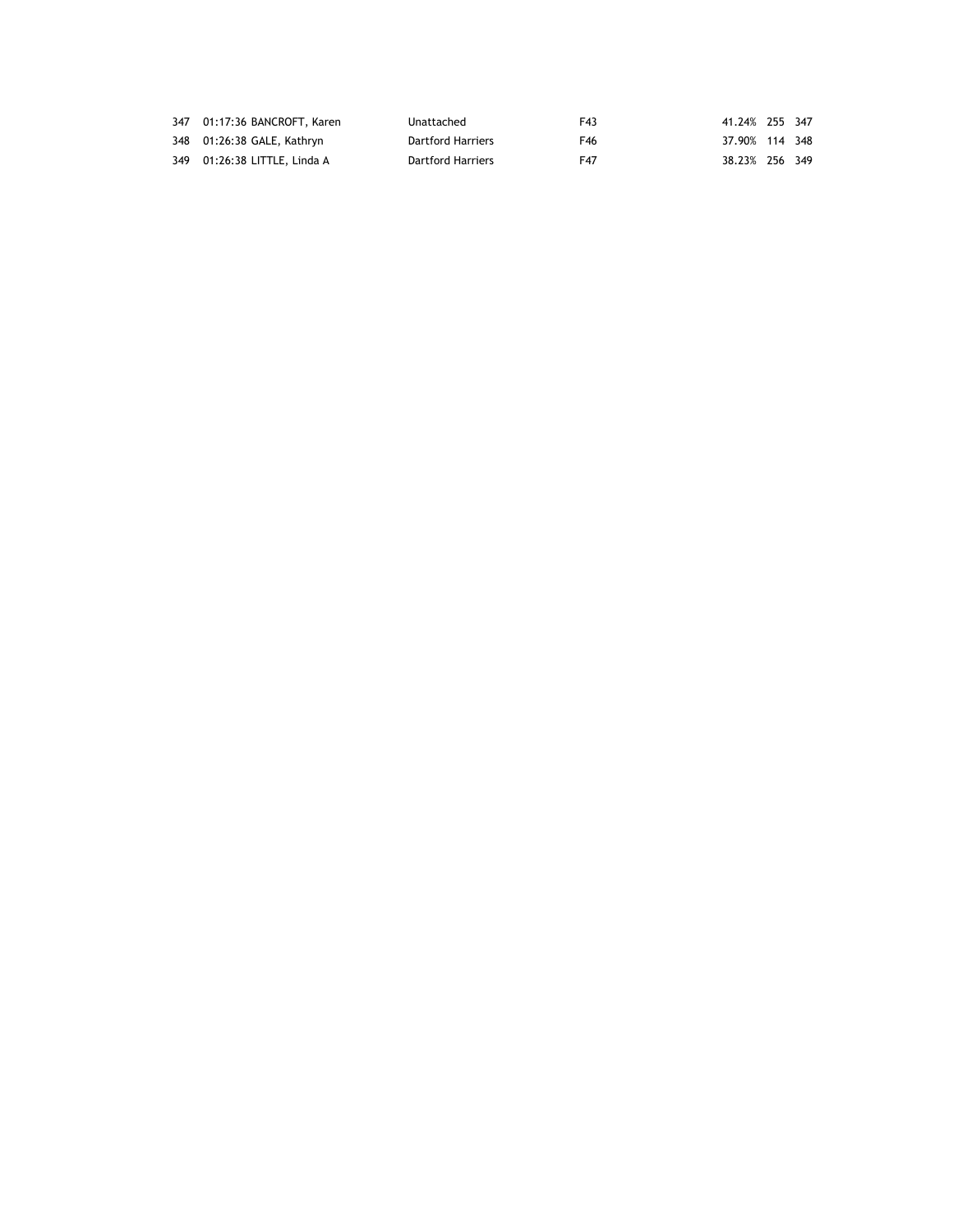| | | | | | | | |
|---|---|---|---|---|---|---|---|
| 347 | 01:17:36 | BANCROFT, Karen | Unattached | F43 | 41.24% | 255 | 347 |
| 348 | 01:26:38 | GALE, Kathryn | Dartford Harriers | F46 | 37.90% | 114 | 348 |
| 349 | 01:26:38 | LITTLE, Linda A | Dartford Harriers | F47 | 38.23% | 256 | 349 |